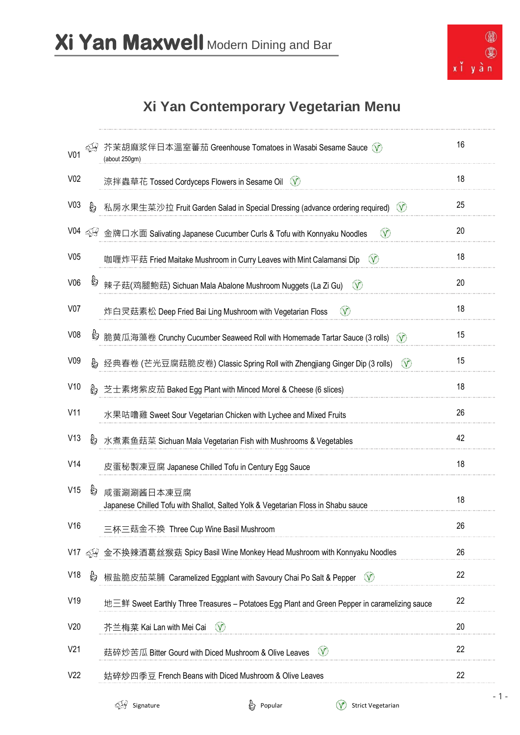# Xi Yan Maxwell Modern Dining and Bar

## Xi Yan Contemporary Vegetarian Menu

| Code | | Item | Price |
|---|---|---|---|
| V01 | Signature | 芥茉胡麻浆伴日本溫室蕃茄 Greenhouse Tomatoes in Wasabi Sesame Sauce (V) (about 250gm) | 16 |
| V02 | | 涼拌蟲草花 Tossed Cordyceps Flowers in Sesame Oil (V) | 18 |
| V03 | Popular | 私房水果生菜沙拉 Fruit Garden Salad in Special Dressing (advance ordering required) (V) | 25 |
| V04 | Signature | 金牌口水面 Salivating Japanese Cucumber Curls & Tofu with Konnyaku Noodles (V) | 20 |
| V05 | | 咖喱炸平菇 Fried Maitake Mushroom in Curry Leaves with Mint Calamansi Dip (V) | 18 |
| V06 | Popular | 辣子菇(鸡腿鮑菇) Sichuan Mala Abalone Mushroom Nuggets (La Zi Gu) (V) | 20 |
| V07 | | 炸白灵菇素松 Deep Fried Bai Ling Mushroom with Vegetarian Floss (V) | 18 |
| V08 | Popular | 脆黄瓜海藻卷 Crunchy Cucumber Seaweed Roll with Homemade Tartar Sauce (3 rolls) (V) | 15 |
| V09 | Popular | 经典春卷 (芒光豆腐菇脆皮卷) Classic Spring Roll with Zhengjiang Ginger Dip (3 rolls) (V) | 15 |
| V10 | Popular | 芝士素烤紫皮茄 Baked Egg Plant with Minced Morel & Cheese (6 slices) | 18 |
| V11 | | 水果咕嚕雞 Sweet Sour Vegetarian Chicken with Lychee and Mixed Fruits | 26 |
| V13 | Popular | 水煮素鱼菇菜 Sichuan Mala Vegetarian Fish with Mushrooms & Vegetables | 42 |
| V14 | | 皮蛋秘製凍豆腐 Japanese Chilled Tofu in Century Egg Sauce | 18 |
| V15 | Popular | 咸蛋涮涮酱日本凍豆腐 Japanese Chilled Tofu with Shallot, Salted Yolk & Vegetarian Floss in Shabu sauce | 18 |
| V16 | | 三杯三菇金不换 Three Cup Wine Basil Mushroom | 26 |
| V17 | Signature | 金不换辣酒葛丝猴菇 Spicy Basil Wine Monkey Head Mushroom with Konnyaku Noodles | 26 |
| V18 | Popular | 椒盐脆皮茄菜脯 Caramelized Eggplant with Savoury Chai Po Salt & Pepper (V) | 22 |
| V19 | | 地三鲜 Sweet Earthly Three Treasures – Potatoes Egg Plant and Green Pepper in caramelizing sauce | 22 |
| V20 | | 芥兰梅菜 Kai Lan with Mei Cai (V) | 20 |
| V21 | | 菇碎炒苦瓜 Bitter Gourd with Diced Mushroom & Olive Leaves (V) | 22 |
| V22 | | 姑碎炒四季豆 French Beans with Diced Mushroom & Olive Leaves | 22 |

Signature | Popular | (V) Strict Vegetarian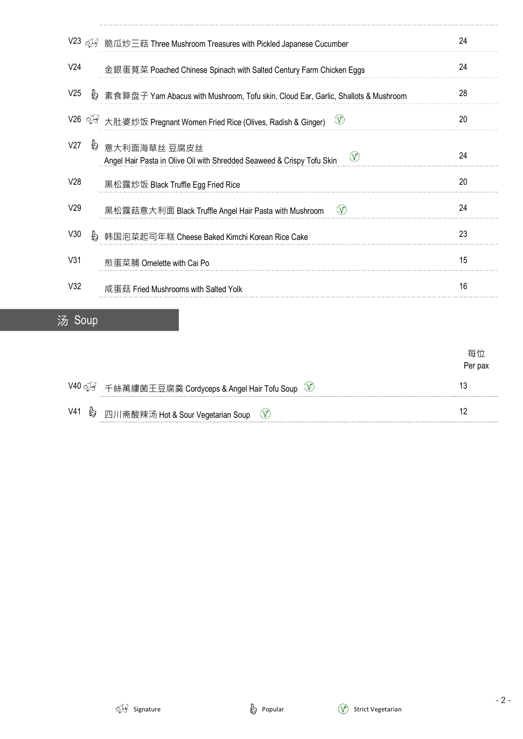| | | | |
|---|---|---|---|
| V23 | Signature | 脆瓜炒三菇 Three Mushroom Treasures with Pickled Japanese Cucumber | 24 |
| V24 | | 金銀蛋莧菜 Poached Chinese Spinach with Salted Century Farm Chicken Eggs | 24 |
| V25 | Popular | 素食算盘子 Yam Abacus with Mushroom, Tofu skin, Cloud Ear, Garlic, Shallots & Mushroom | 28 |
| V26 | Signature | 大肚婆炒饭 Pregnant Women Fried Rice (Olives, Radish & Ginger) Ⓥ | 20 |
| V27 | Popular | 意大利面海草丝 豆腐皮丝 Angel Hair Pasta in Olive Oil with Shredded Seaweed & Crispy Tofu Skin Ⓥ | 24 |
| V28 | | 黑松露炒饭 Black Truffle Egg Fried Rice | 20 |
| V29 | | 黑松露菇意大利面 Black Truffle Angel Hair Pasta with Mushroom Ⓥ | 24 |
| V30 | Popular | 韩国泡菜起司年糕 Cheese Baked Kimchi Korean Rice Cake | 23 |
| V31 | | 煎蛋菜脯 Omelette with Cai Po | 15 |
| V32 | | 咸蛋菇 Fried Mushrooms with Salted Yolk | 16 |

## 汤 Soup

| | | | 每位 Per pax |
|---|---|---|---|
| V40 | Signature | 千絲萬縷菌王豆腐羹 Cordyceps & Angel Hair Tofu Soup Ⓥ | 13 |
| V41 | Popular | 四川斋酸辣汤 Hot & Sour Vegetarian Soup Ⓥ | 12 |

Signature &nbsp;&nbsp; Popular &nbsp;&nbsp; Ⓥ Strict Vegetarian